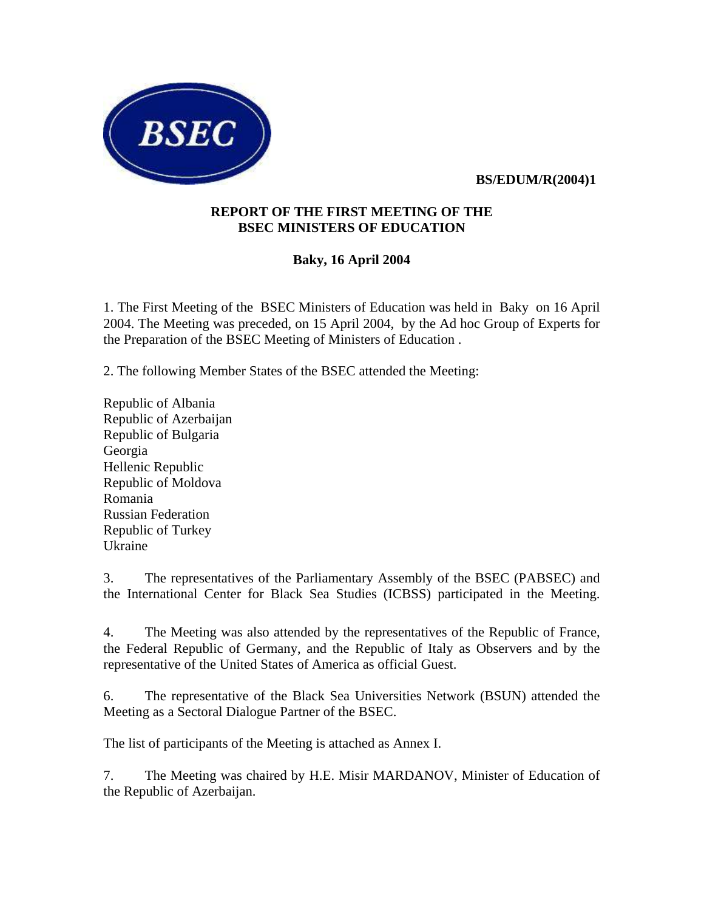BSEC

**BS/EDUM/R(2004)1**

# REPORT OF THE FIRST MEETING OF THE BSEC MINISTERS OF EDUCATION

## Baky, 16 April 2004

1. The First Meeting of the BSEC Ministers of Education was held in Baky on 16 April 2004. The Meeting was preceded, on 15 April 2004, by the Ad hoc Group of Experts for the Preparation of the BSEC Meeting of Ministers of Education .

2. The following Member States of the BSEC attended the Meeting:

Republic of Albania
Republic of Azerbaijan
Republic of Bulgaria
Georgia
Hellenic Republic
Republic of Moldova
Romania
Russian Federation
Republic of Turkey
Ukraine

3. The representatives of the Parliamentary Assembly of the BSEC (PABSEC) and the International Center for Black Sea Studies (ICBSS) participated in the Meeting.

4. The Meeting was also attended by the representatives of the Republic of France, the Federal Republic of Germany, and the Republic of Italy as Observers and by the representative of the United States of America as official Guest.

6. The representative of the Black Sea Universities Network (BSUN) attended the Meeting as a Sectoral Dialogue Partner of the BSEC.

The list of participants of the Meeting is attached as Annex I.

7. The Meeting was chaired by H.E. Misir MARDANOV, Minister of Education of the Republic of Azerbaijan.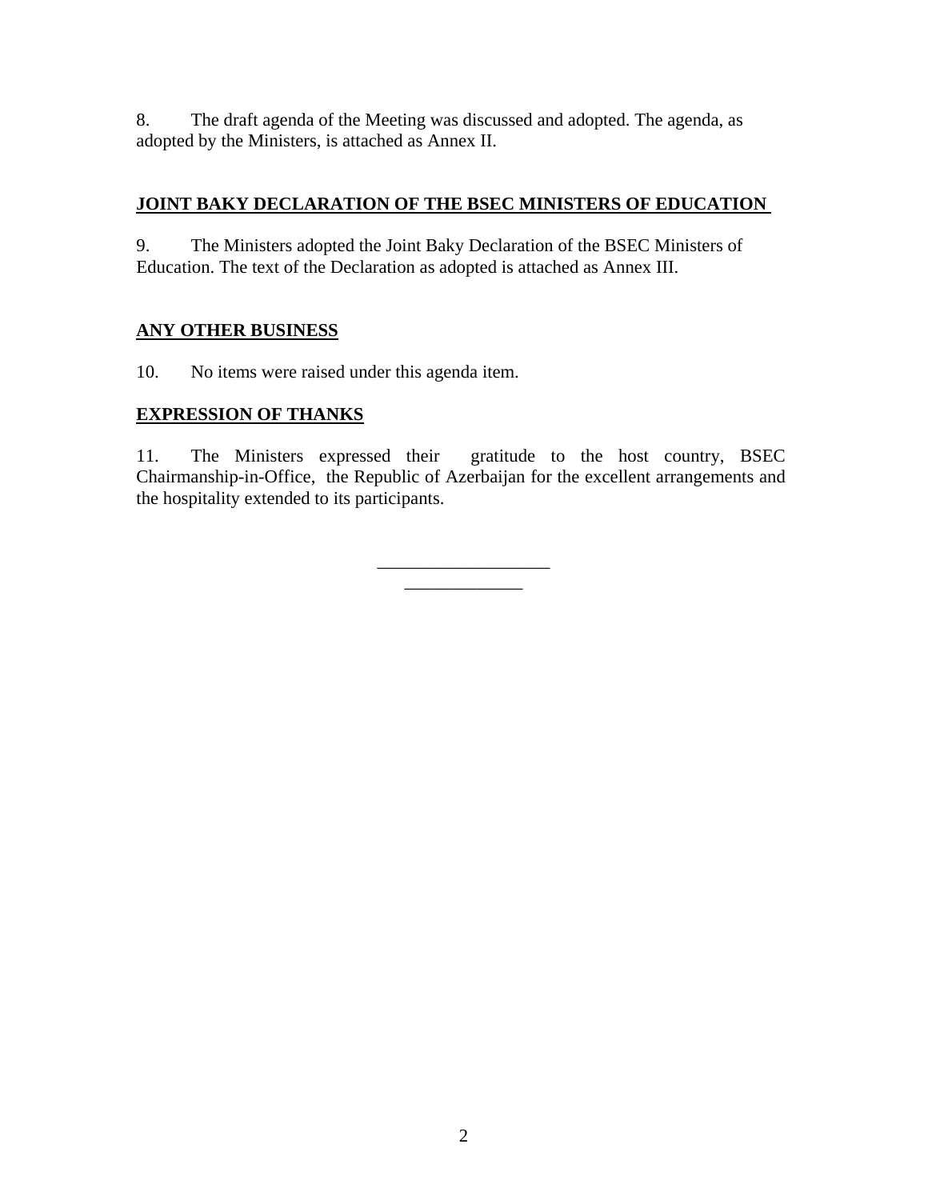8. The draft agenda of the Meeting was discussed and adopted. The agenda, as adopted by the Ministers, is attached as Annex II.

## **JOINT BAKY DECLARATION OF THE BSEC MINISTERS OF EDUCATION**

9. The Ministers adopted the Joint Baky Declaration of the BSEC Ministers of Education. The text of the Declaration as adopted is attached as Annex III.

## **ANY OTHER BUSINESS**

10. No items were raised under this agenda item.

## **EXPRESSION OF THANKS**

11. The Ministers expressed their gratitude to the host country, BSEC Chairmanship-in-Office, the Republic of Azerbaijan for the excellent arrangements and the hospitality extended to its participants.

___________________

_____________